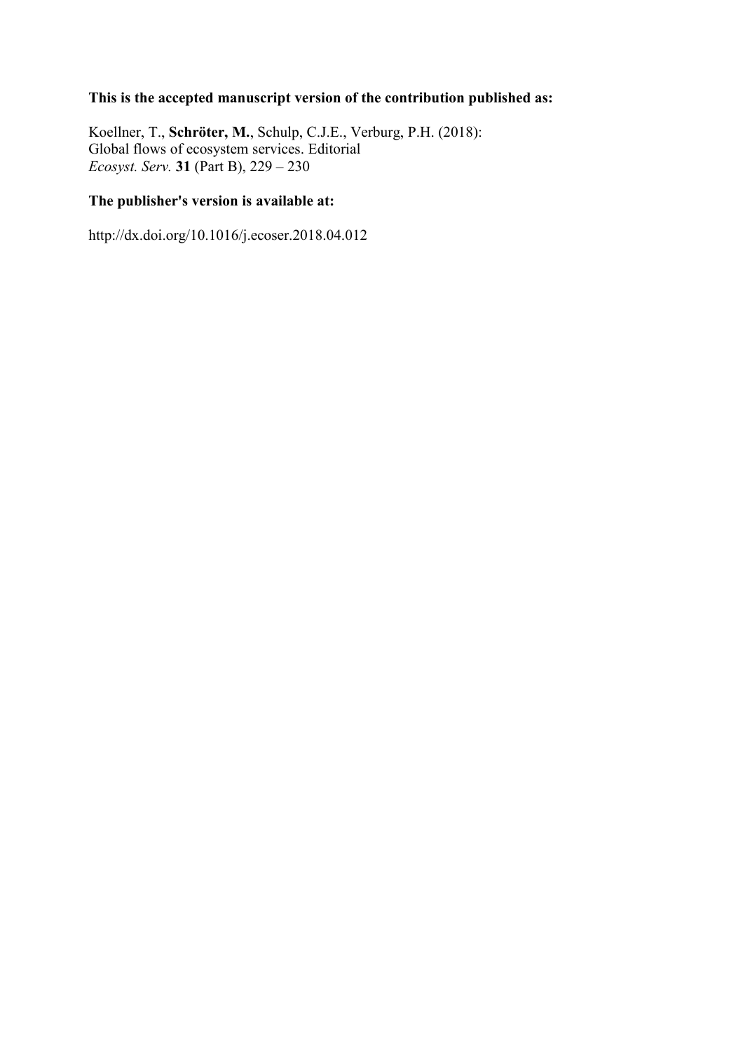**This is the accepted manuscript version of the contribution published as:**

Koellner, T., **Schröter, M.**, Schulp, C.J.E., Verburg, P.H. (2018):
Global flows of ecosystem services. Editorial
*Ecosyst. Serv.* **31** (Part B), 229 – 230

**The publisher's version is available at:**

http://dx.doi.org/10.1016/j.ecoser.2018.04.012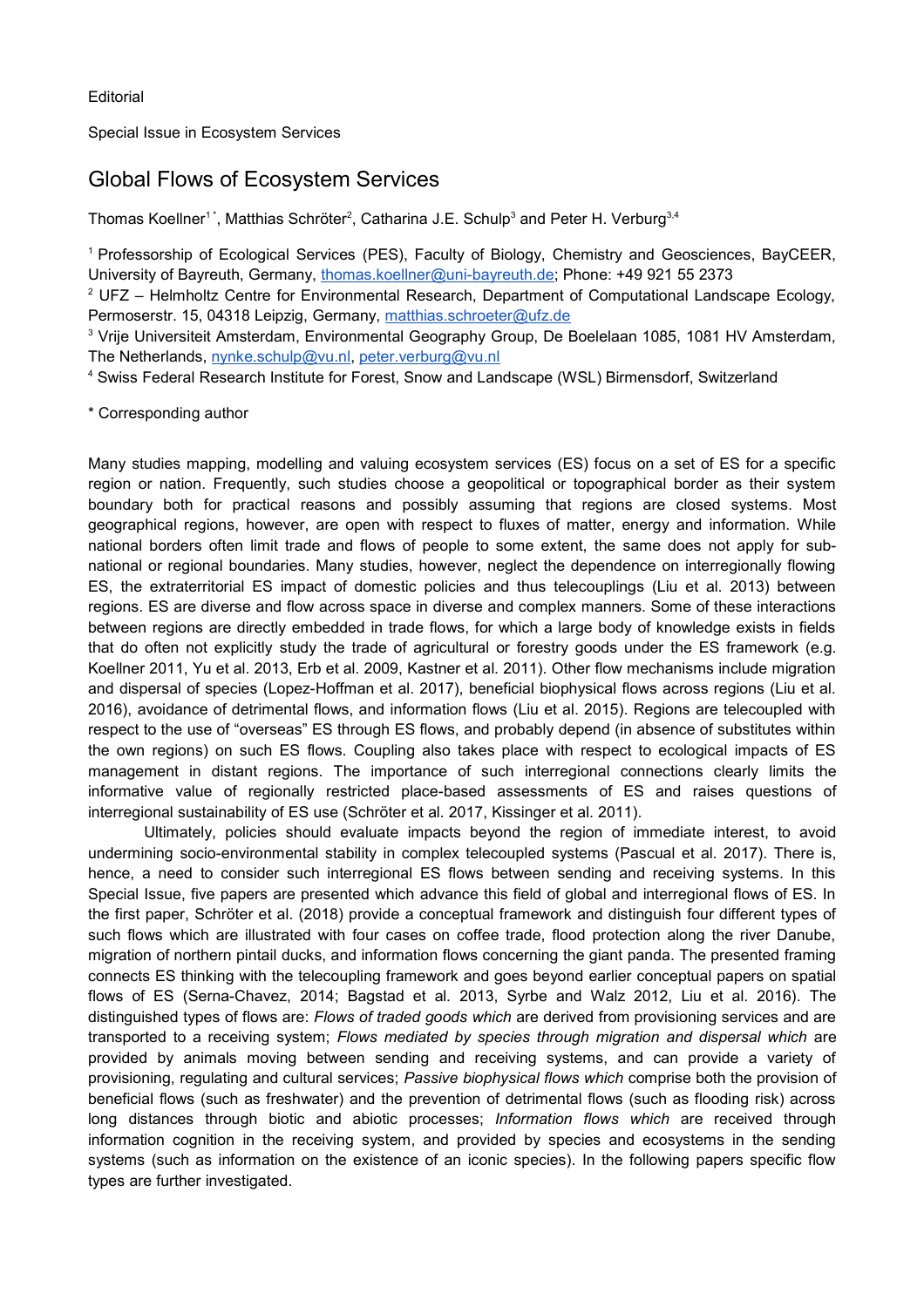Editorial

Special Issue in Ecosystem Services

# Global Flows of Ecosystem Services

Thomas Koellner[1 *], Matthias Schröter[2], Catharina J.E. Schulp[3] and Peter H. Verburg[3,4]

[1] Professorship of Ecological Services (PES), Faculty of Biology, Chemistry and Geosciences, BayCEER, University of Bayreuth, Germany, thomas.koellner@uni-bayreuth.de; Phone: +49 921 55 2373

[2] UFZ – Helmholtz Centre for Environmental Research, Department of Computational Landscape Ecology, Permoserstr. 15, 04318 Leipzig, Germany, matthias.schroeter@ufz.de

[3] Vrije Universiteit Amsterdam, Environmental Geography Group, De Boelelaan 1085, 1081 HV Amsterdam, The Netherlands, nynke.schulp@vu.nl, peter.verburg@vu.nl

[4] Swiss Federal Research Institute for Forest, Snow and Landscape (WSL) Birmensdorf, Switzerland

\* Corresponding author

Many studies mapping, modelling and valuing ecosystem services (ES) focus on a set of ES for a specific region or nation. Frequently, such studies choose a geopolitical or topographical border as their system boundary both for practical reasons and possibly assuming that regions are closed systems. Most geographical regions, however, are open with respect to fluxes of matter, energy and information. While national borders often limit trade and flows of people to some extent, the same does not apply for sub-national or regional boundaries. Many studies, however, neglect the dependence on interregionally flowing ES, the extraterritorial ES impact of domestic policies and thus telecouplings (Liu et al. 2013) between regions. ES are diverse and flow across space in diverse and complex manners. Some of these interactions between regions are directly embedded in trade flows, for which a large body of knowledge exists in fields that do often not explicitly study the trade of agricultural or forestry goods under the ES framework (e.g. Koellner 2011, Yu et al. 2013, Erb et al. 2009, Kastner et al. 2011). Other flow mechanisms include migration and dispersal of species (Lopez-Hoffman et al. 2017), beneficial biophysical flows across regions (Liu et al. 2016), avoidance of detrimental flows, and information flows (Liu et al. 2015). Regions are telecoupled with respect to the use of "overseas" ES through ES flows, and probably depend (in absence of substitutes within the own regions) on such ES flows. Coupling also takes place with respect to ecological impacts of ES management in distant regions. The importance of such interregional connections clearly limits the informative value of regionally restricted place-based assessments of ES and raises questions of interregional sustainability of ES use (Schröter et al. 2017, Kissinger et al. 2011).

Ultimately, policies should evaluate impacts beyond the region of immediate interest, to avoid undermining socio-environmental stability in complex telecoupled systems (Pascual et al. 2017). There is, hence, a need to consider such interregional ES flows between sending and receiving systems. In this Special Issue, five papers are presented which advance this field of global and interregional flows of ES. In the first paper, Schröter et al. (2018) provide a conceptual framework and distinguish four different types of such flows which are illustrated with four cases on coffee trade, flood protection along the river Danube, migration of northern pintail ducks, and information flows concerning the giant panda. The presented framing connects ES thinking with the telecoupling framework and goes beyond earlier conceptual papers on spatial flows of ES (Serna-Chavez, 2014; Bagstad et al. 2013, Syrbe and Walz 2012, Liu et al. 2016). The distinguished types of flows are: *Flows of traded goods which* are derived from provisioning services and are transported to a receiving system; *Flows mediated by species through migration and dispersal which* are provided by animals moving between sending and receiving systems, and can provide a variety of provisioning, regulating and cultural services; *Passive biophysical flows which* comprise both the provision of beneficial flows (such as freshwater) and the prevention of detrimental flows (such as flooding risk) across long distances through biotic and abiotic processes; *Information flows which* are received through information cognition in the receiving system, and provided by species and ecosystems in the sending systems (such as information on the existence of an iconic species). In the following papers specific flow types are further investigated.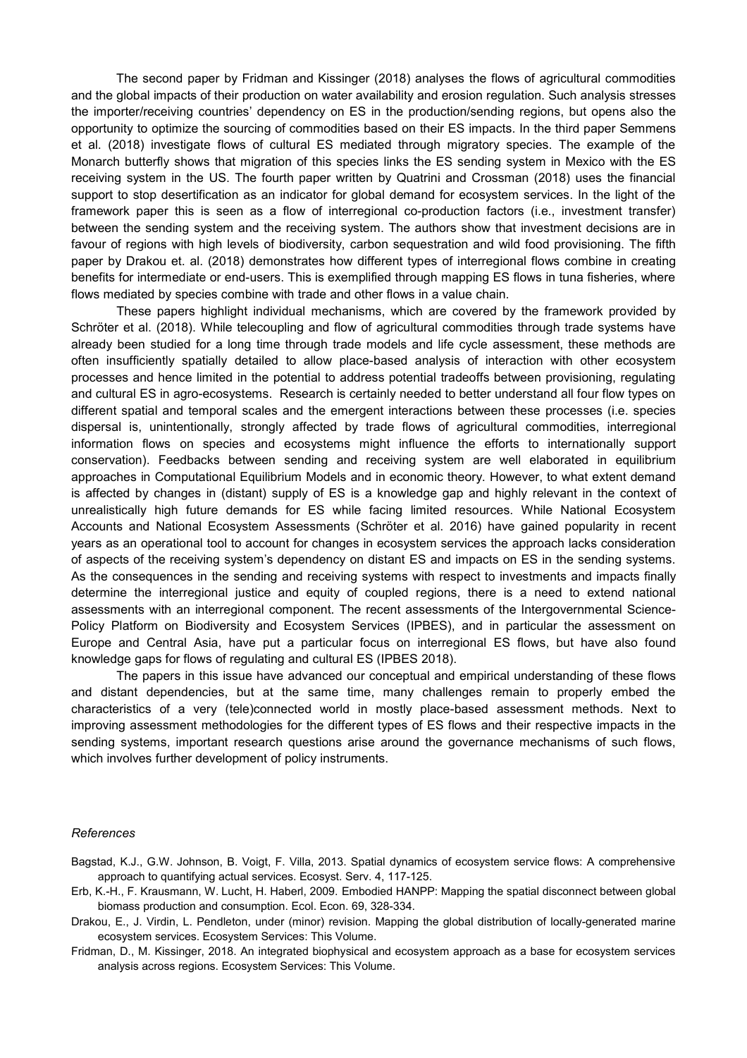The second paper by Fridman and Kissinger (2018) analyses the flows of agricultural commodities and the global impacts of their production on water availability and erosion regulation. Such analysis stresses the importer/receiving countries' dependency on ES in the production/sending regions, but opens also the opportunity to optimize the sourcing of commodities based on their ES impacts. In the third paper Semmens et al. (2018) investigate flows of cultural ES mediated through migratory species. The example of the Monarch butterfly shows that migration of this species links the ES sending system in Mexico with the ES receiving system in the US. The fourth paper written by Quatrini and Crossman (2018) uses the financial support to stop desertification as an indicator for global demand for ecosystem services. In the light of the framework paper this is seen as a flow of interregional co-production factors (i.e., investment transfer) between the sending system and the receiving system. The authors show that investment decisions are in favour of regions with high levels of biodiversity, carbon sequestration and wild food provisioning. The fifth paper by Drakou et. al. (2018) demonstrates how different types of interregional flows combine in creating benefits for intermediate or end-users. This is exemplified through mapping ES flows in tuna fisheries, where flows mediated by species combine with trade and other flows in a value chain.

These papers highlight individual mechanisms, which are covered by the framework provided by Schröter et al. (2018). While telecoupling and flow of agricultural commodities through trade systems have already been studied for a long time through trade models and life cycle assessment, these methods are often insufficiently spatially detailed to allow place-based analysis of interaction with other ecosystem processes and hence limited in the potential to address potential tradeoffs between provisioning, regulating and cultural ES in agro-ecosystems. Research is certainly needed to better understand all four flow types on different spatial and temporal scales and the emergent interactions between these processes (i.e. species dispersal is, unintentionally, strongly affected by trade flows of agricultural commodities, interregional information flows on species and ecosystems might influence the efforts to internationally support conservation). Feedbacks between sending and receiving system are well elaborated in equilibrium approaches in Computational Equilibrium Models and in economic theory. However, to what extent demand is affected by changes in (distant) supply of ES is a knowledge gap and highly relevant in the context of unrealistically high future demands for ES while facing limited resources. While National Ecosystem Accounts and National Ecosystem Assessments (Schröter et al. 2016) have gained popularity in recent years as an operational tool to account for changes in ecosystem services the approach lacks consideration of aspects of the receiving system's dependency on distant ES and impacts on ES in the sending systems. As the consequences in the sending and receiving systems with respect to investments and impacts finally determine the interregional justice and equity of coupled regions, there is a need to extend national assessments with an interregional component. The recent assessments of the Intergovernmental Science-Policy Platform on Biodiversity and Ecosystem Services (IPBES), and in particular the assessment on Europe and Central Asia, have put a particular focus on interregional ES flows, but have also found knowledge gaps for flows of regulating and cultural ES (IPBES 2018).

The papers in this issue have advanced our conceptual and empirical understanding of these flows and distant dependencies, but at the same time, many challenges remain to properly embed the characteristics of a very (tele)connected world in mostly place-based assessment methods. Next to improving assessment methodologies for the different types of ES flows and their respective impacts in the sending systems, important research questions arise around the governance mechanisms of such flows, which involves further development of policy instruments.

*References*

Bagstad, K.J., G.W. Johnson, B. Voigt, F. Villa, 2013. Spatial dynamics of ecosystem service flows: A comprehensive approach to quantifying actual services. Ecosyst. Serv. 4, 117-125.

Erb, K.-H., F. Krausmann, W. Lucht, H. Haberl, 2009. Embodied HANPP: Mapping the spatial disconnect between global biomass production and consumption. Ecol. Econ. 69, 328-334.

Drakou, E., J. Virdin, L. Pendleton, under (minor) revision. Mapping the global distribution of locally-generated marine ecosystem services. Ecosystem Services: This Volume.

Fridman, D., M. Kissinger, 2018. An integrated biophysical and ecosystem approach as a base for ecosystem services analysis across regions. Ecosystem Services: This Volume.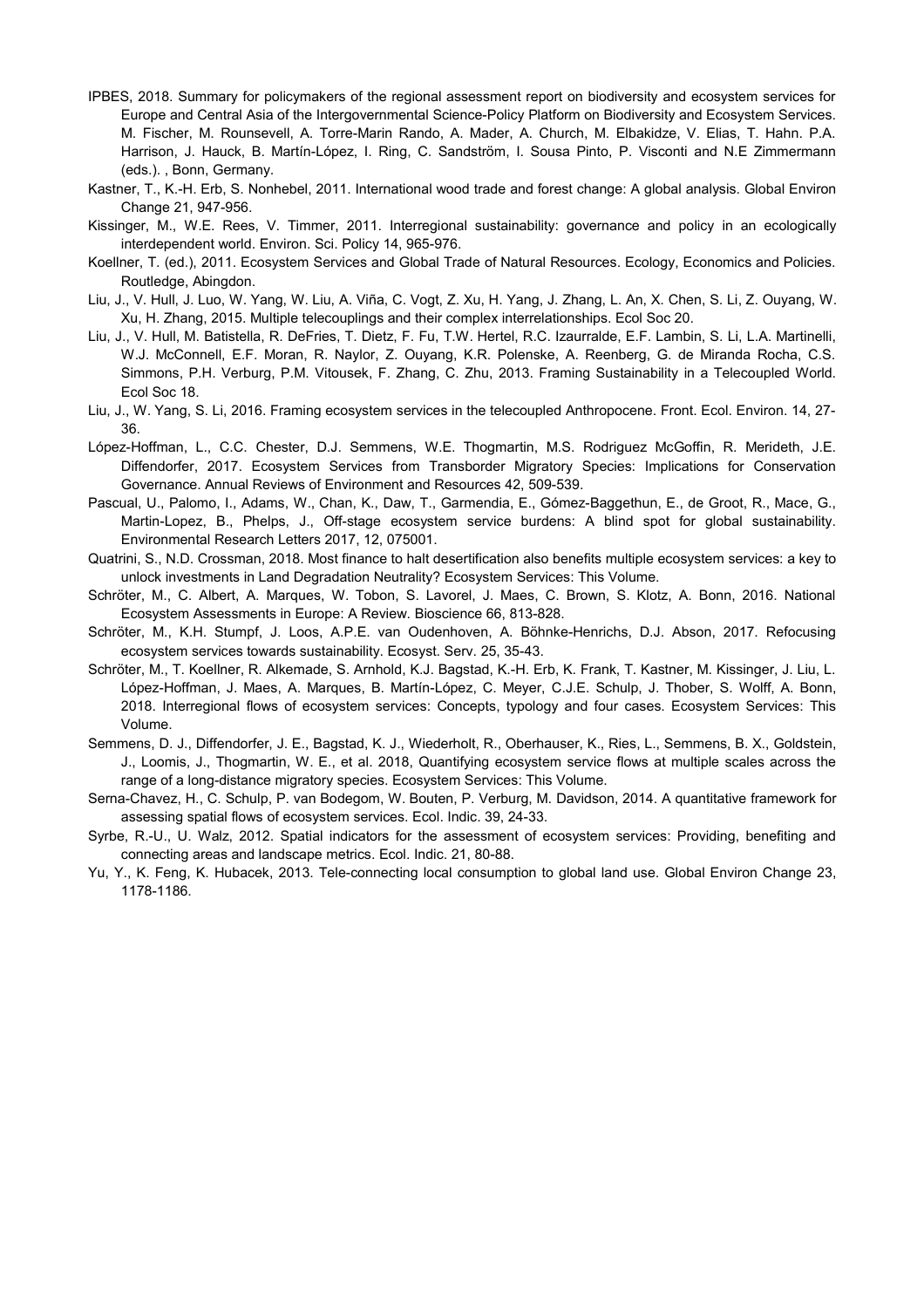IPBES, 2018. Summary for policymakers of the regional assessment report on biodiversity and ecosystem services for Europe and Central Asia of the Intergovernmental Science-Policy Platform on Biodiversity and Ecosystem Services. M. Fischer, M. Rounsevell, A. Torre-Marin Rando, A. Mader, A. Church, M. Elbakidze, V. Elias, T. Hahn. P.A. Harrison, J. Hauck, B. Martín-López, I. Ring, C. Sandström, I. Sousa Pinto, P. Visconti and N.E Zimmermann (eds.). , Bonn, Germany.

Kastner, T., K.-H. Erb, S. Nonhebel, 2011. International wood trade and forest change: A global analysis. Global Environ Change 21, 947-956.

Kissinger, M., W.E. Rees, V. Timmer, 2011. Interregional sustainability: governance and policy in an ecologically interdependent world. Environ. Sci. Policy 14, 965-976.

Koellner, T. (ed.), 2011. Ecosystem Services and Global Trade of Natural Resources. Ecology, Economics and Policies. Routledge, Abingdon.

Liu, J., V. Hull, J. Luo, W. Yang, W. Liu, A. Viña, C. Vogt, Z. Xu, H. Yang, J. Zhang, L. An, X. Chen, S. Li, Z. Ouyang, W. Xu, H. Zhang, 2015. Multiple telecouplings and their complex interrelationships. Ecol Soc 20.

Liu, J., V. Hull, M. Batistella, R. DeFries, T. Dietz, F. Fu, T.W. Hertel, R.C. Izaurralde, E.F. Lambin, S. Li, L.A. Martinelli, W.J. McConnell, E.F. Moran, R. Naylor, Z. Ouyang, K.R. Polenske, A. Reenberg, G. de Miranda Rocha, C.S. Simmons, P.H. Verburg, P.M. Vitousek, F. Zhang, C. Zhu, 2013. Framing Sustainability in a Telecoupled World. Ecol Soc 18.

Liu, J., W. Yang, S. Li, 2016. Framing ecosystem services in the telecoupled Anthropocene. Front. Ecol. Environ. 14, 27-36.

López-Hoffman, L., C.C. Chester, D.J. Semmens, W.E. Thogmartin, M.S. Rodriguez McGoffin, R. Merideth, J.E. Diffendorfer, 2017. Ecosystem Services from Transborder Migratory Species: Implications for Conservation Governance. Annual Reviews of Environment and Resources 42, 509-539.

Pascual, U., Palomo, I., Adams, W., Chan, K., Daw, T., Garmendia, E., Gómez-Baggethun, E., de Groot, R., Mace, G., Martin-Lopez, B., Phelps, J., Off-stage ecosystem service burdens: A blind spot for global sustainability. Environmental Research Letters 2017, 12, 075001.

Quatrini, S., N.D. Crossman, 2018. Most finance to halt desertification also benefits multiple ecosystem services: a key to unlock investments in Land Degradation Neutrality? Ecosystem Services: This Volume.

Schröter, M., C. Albert, A. Marques, W. Tobon, S. Lavorel, J. Maes, C. Brown, S. Klotz, A. Bonn, 2016. National Ecosystem Assessments in Europe: A Review. Bioscience 66, 813-828.

Schröter, M., K.H. Stumpf, J. Loos, A.P.E. van Oudenhoven, A. Böhnke-Henrichs, D.J. Abson, 2017. Refocusing ecosystem services towards sustainability. Ecosyst. Serv. 25, 35-43.

Schröter, M., T. Koellner, R. Alkemade, S. Arnhold, K.J. Bagstad, K.-H. Erb, K. Frank, T. Kastner, M. Kissinger, J. Liu, L. López-Hoffman, J. Maes, A. Marques, B. Martín-López, C. Meyer, C.J.E. Schulp, J. Thober, S. Wolff, A. Bonn, 2018. Interregional flows of ecosystem services: Concepts, typology and four cases. Ecosystem Services: This Volume.

Semmens, D. J., Diffendorfer, J. E., Bagstad, K. J., Wiederholt, R., Oberhauser, K., Ries, L., Semmens, B. X., Goldstein, J., Loomis, J., Thogmartin, W. E., et al. 2018, Quantifying ecosystem service flows at multiple scales across the range of a long-distance migratory species. Ecosystem Services: This Volume.

Serna-Chavez, H., C. Schulp, P. van Bodegom, W. Bouten, P. Verburg, M. Davidson, 2014. A quantitative framework for assessing spatial flows of ecosystem services. Ecol. Indic. 39, 24-33.

Syrbe, R.-U., U. Walz, 2012. Spatial indicators for the assessment of ecosystem services: Providing, benefiting and connecting areas and landscape metrics. Ecol. Indic. 21, 80-88.

Yu, Y., K. Feng, K. Hubacek, 2013. Tele-connecting local consumption to global land use. Global Environ Change 23, 1178-1186.